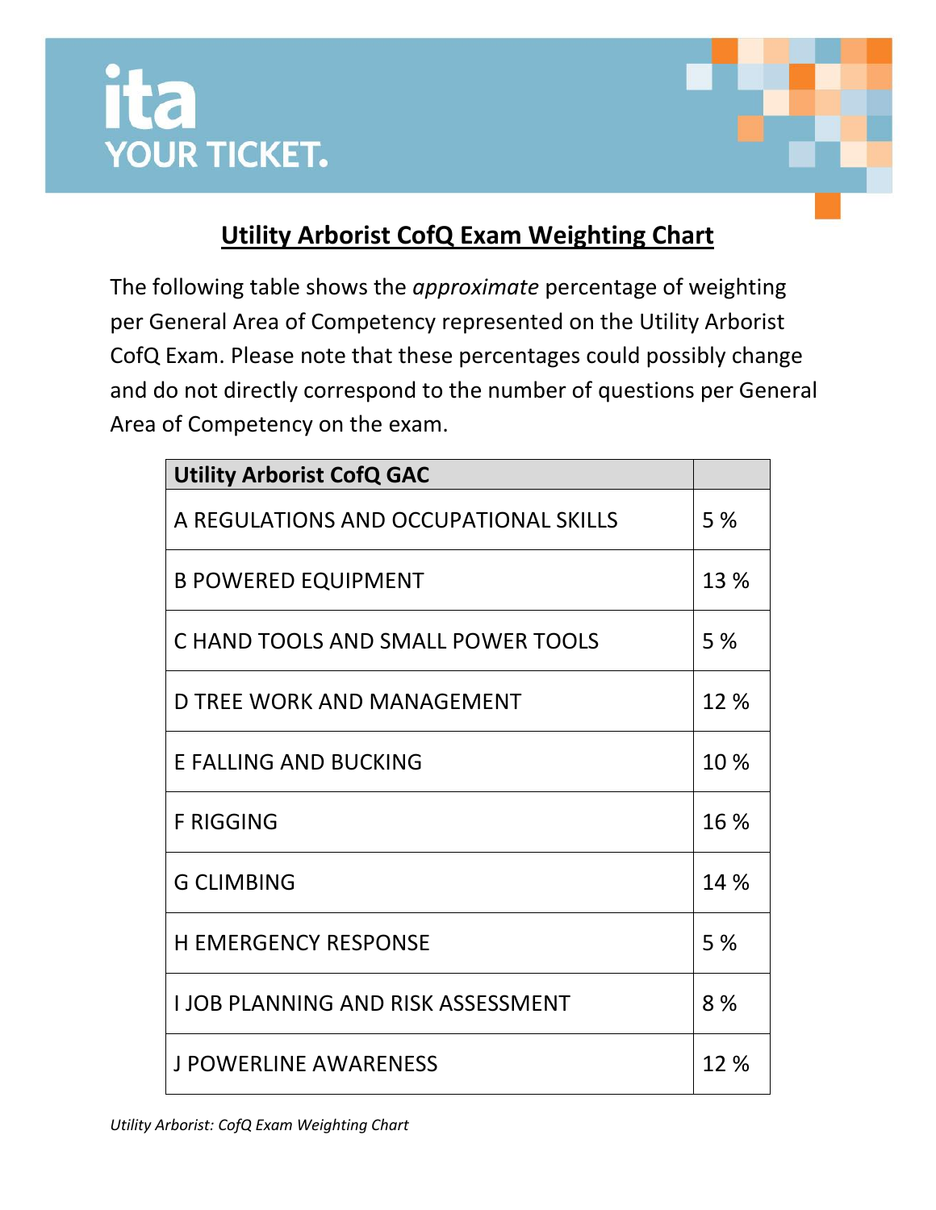ita
YOUR TICKET.

# Utility Arborist CofQ Exam Weighting Chart

The following table shows the *approximate* percentage of weighting per General Area of Competency represented on the Utility Arborist CofQ Exam. Please note that these percentages could possibly change and do not directly correspond to the number of questions per General Area of Competency on the exam.

| **Utility Arborist CofQ GAC** | |
|---|---|
| A REGULATIONS AND OCCUPATIONAL SKILLS | 5 % |
| B POWERED EQUIPMENT | 13 % |
| C HAND TOOLS AND SMALL POWER TOOLS | 5 % |
| D TREE WORK AND MANAGEMENT | 12 % |
| E FALLING AND BUCKING | 10 % |
| F RIGGING | 16 % |
| G CLIMBING | 14 % |
| H EMERGENCY RESPONSE | 5 % |
| I JOB PLANNING AND RISK ASSESSMENT | 8 % |
| J POWERLINE AWARENESS | 12 % |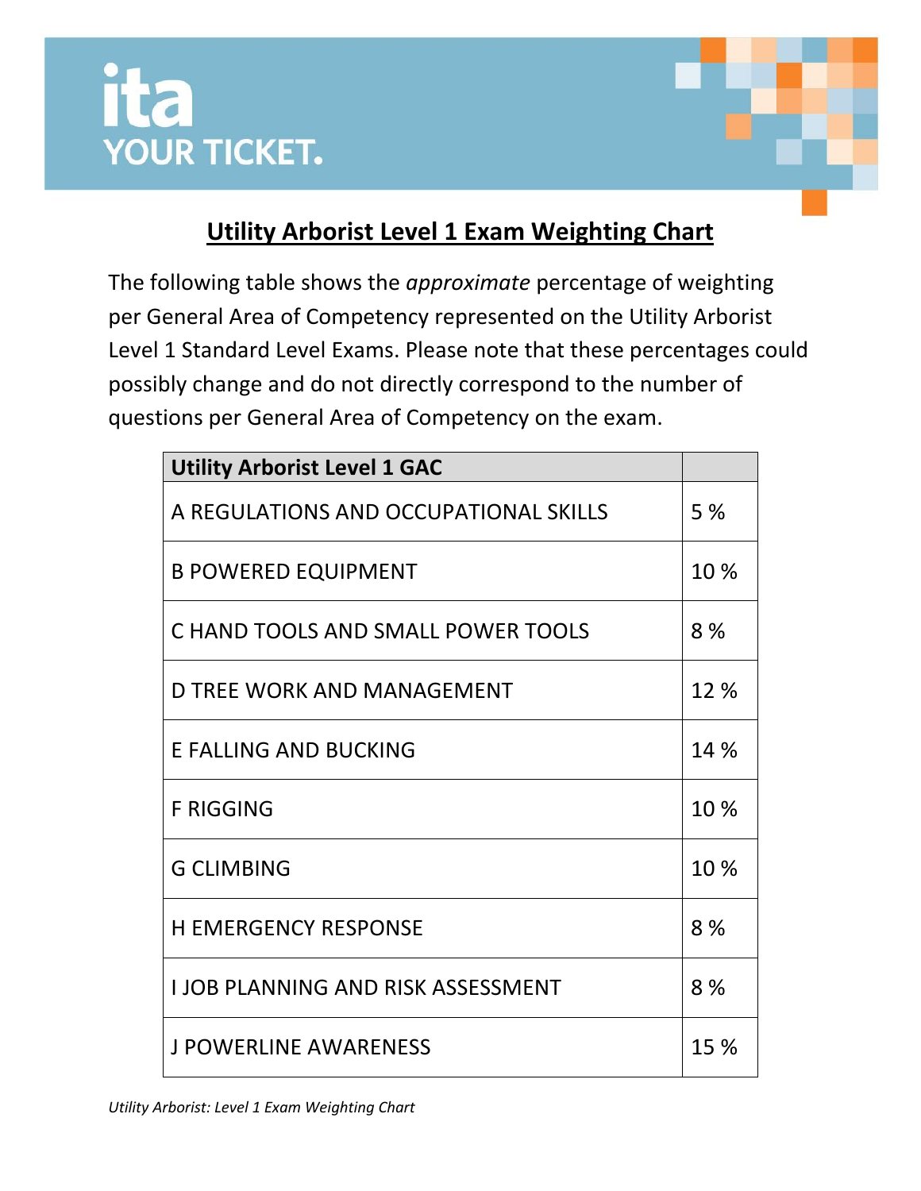ita
YOUR TICKET.

## Utility Arborist Level 1 Exam Weighting Chart

The following table shows the *approximate* percentage of weighting per General Area of Competency represented on the Utility Arborist Level 1 Standard Level Exams. Please note that these percentages could possibly change and do not directly correspond to the number of questions per General Area of Competency on the exam.

| **Utility Arborist Level 1 GAC** | |
|---|---|
| A REGULATIONS AND OCCUPATIONAL SKILLS | 5 % |
| B POWERED EQUIPMENT | 10 % |
| C HAND TOOLS AND SMALL POWER TOOLS | 8 % |
| D TREE WORK AND MANAGEMENT | 12 % |
| E FALLING AND BUCKING | 14 % |
| F RIGGING | 10 % |
| G CLIMBING | 10 % |
| H EMERGENCY RESPONSE | 8 % |
| I JOB PLANNING AND RISK ASSESSMENT | 8 % |
| J POWERLINE AWARENESS | 15 % |